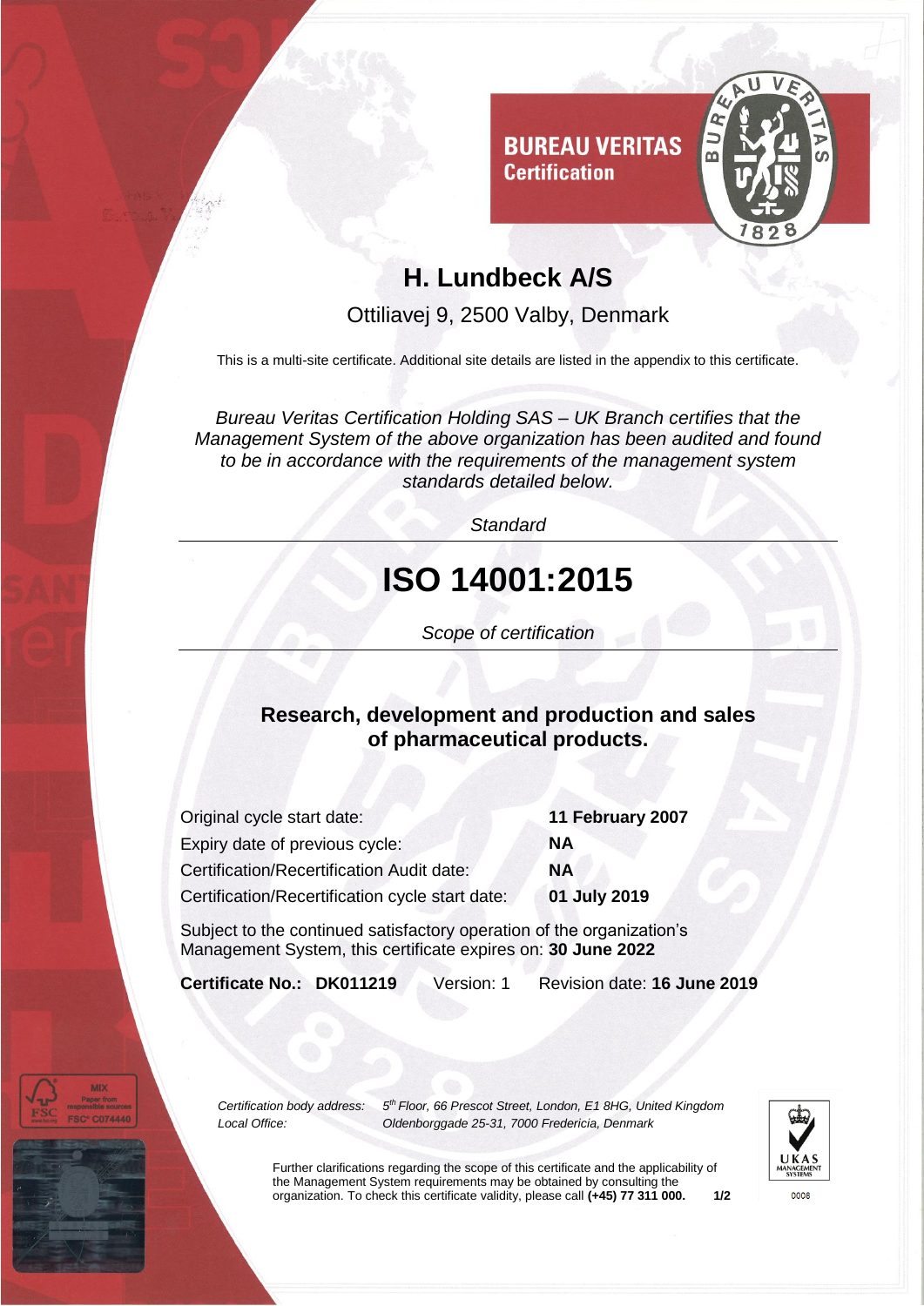**BUREAU VERITAS**
**Certification**

# H. Lundbeck A/S

Ottiliavej 9, 2500 Valby, Denmark

This is a multi-site certificate. Additional site details are listed in the appendix to this certificate.

*Bureau Veritas Certification Holding SAS – UK Branch certifies that the Management System of the above organization has been audited and found to be in accordance with the requirements of the management system standards detailed below.*

*Standard*

# ISO 14001:2015

*Scope of certification*

## Research, development and production and sales of pharmaceutical products.

| | |
|---|---|
| Original cycle start date: | **11 February 2007** |
| Expiry date of previous cycle: | **NA** |
| Certification/Recertification Audit date: | **NA** |
| Certification/Recertification cycle start date: | **01 July 2019** |

Subject to the continued satisfactory operation of the organization's Management System, this certificate expires on: **30 June 2022**

**Certificate No.: DK011219** Version: 1 Revision date: **16 June 2019**

*Certification body address:* *5th Floor, 66 Prescot Street, London, E1 8HG, United Kingdom*
*Local Office:* *Oldenborggade 25-31, 7000 Fredericia, Denmark*

Further clarifications regarding the scope of this certificate and the applicability of the Management System requirements may be obtained by consulting the organization. To check this certificate validity, please call **(+45) 77 311 000.**

UKAS MANAGEMENT SYSTEMS 0008

MIX Paper from responsible sources FSC® C074440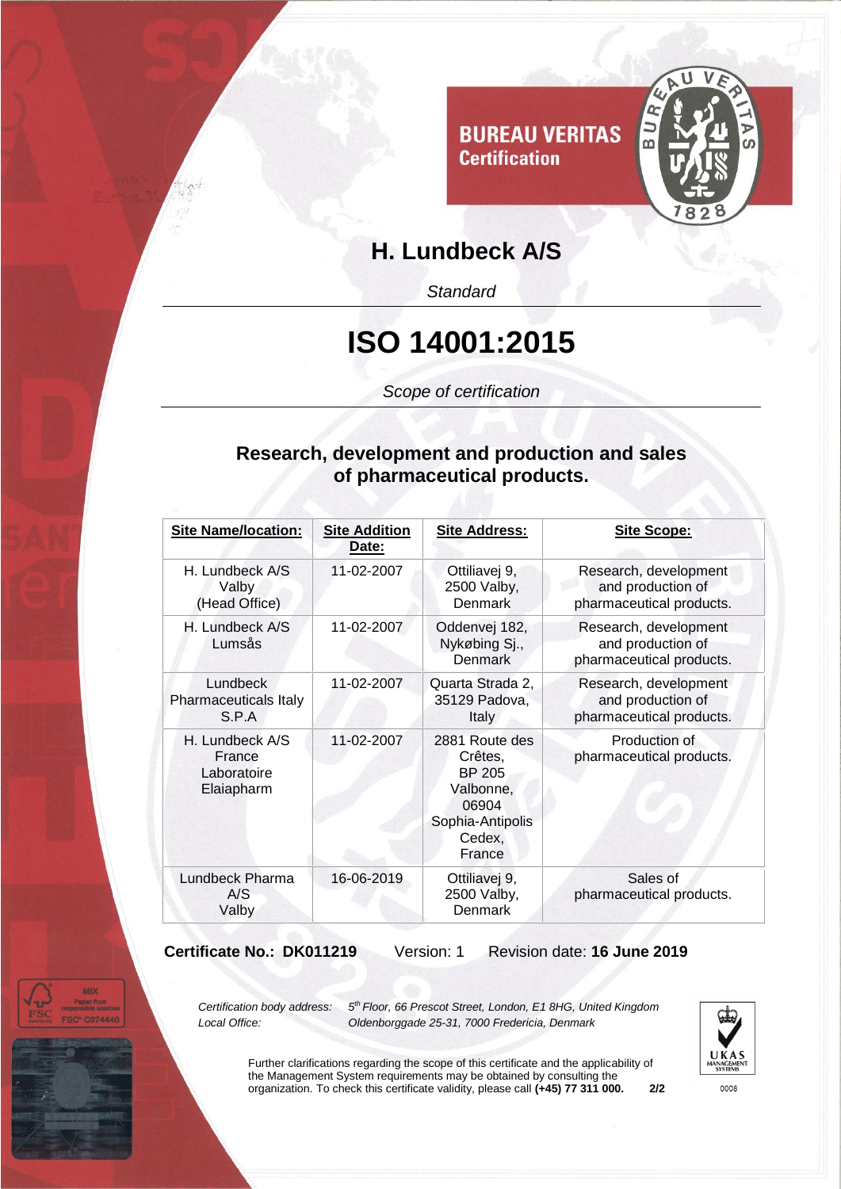BUREAU VERITAS
Certification

# H. Lundbeck A/S

*Standard*

# ISO 14001:2015

*Scope of certification*

## Research, development and production and sales of pharmaceutical products.

| Site Name/location: | Site Addition Date: | Site Address: | Site Scope: |
|---|---|---|---|
| H. Lundbeck A/S Valby (Head Office) | 11-02-2007 | Ottiliavej 9, 2500 Valby, Denmark | Research, development and production of pharmaceutical products. |
| H. Lundbeck A/S Lumsås | 11-02-2007 | Oddenvej 182, Nykøbing Sj., Denmark | Research, development and production of pharmaceutical products. |
| Lundbeck Pharmaceuticals Italy S.P.A | 11-02-2007 | Quarta Strada 2, 35129 Padova, Italy | Research, development and production of pharmaceutical products. |
| H. Lundbeck A/S France Laboratoire Elaiapharm | 11-02-2007 | 2881 Route des Crêtes, BP 205 Valbonne, 06904 Sophia-Antipolis Cedex, France | Production of pharmaceutical products. |
| Lundbeck Pharma A/S Valby | 16-06-2019 | Ottiliavej 9, 2500 Valby, Denmark | Sales of pharmaceutical products. |

**Certificate No.: DK011219** Version: 1 Revision date: **16 June 2019**

*Certification body address:* *5th Floor, 66 Prescot Street, London, E1 8HG, United Kingdom*
*Local Office:* *Oldenborggade 25-31, 7000 Fredericia, Denmark*

Further clarifications regarding the scope of this certificate and the applicability of the Management System requirements may be obtained by consulting the organization. To check this certificate validity, please call **(+45) 77 311 000.**

UKAS MANAGEMENT SYSTEMS 0008